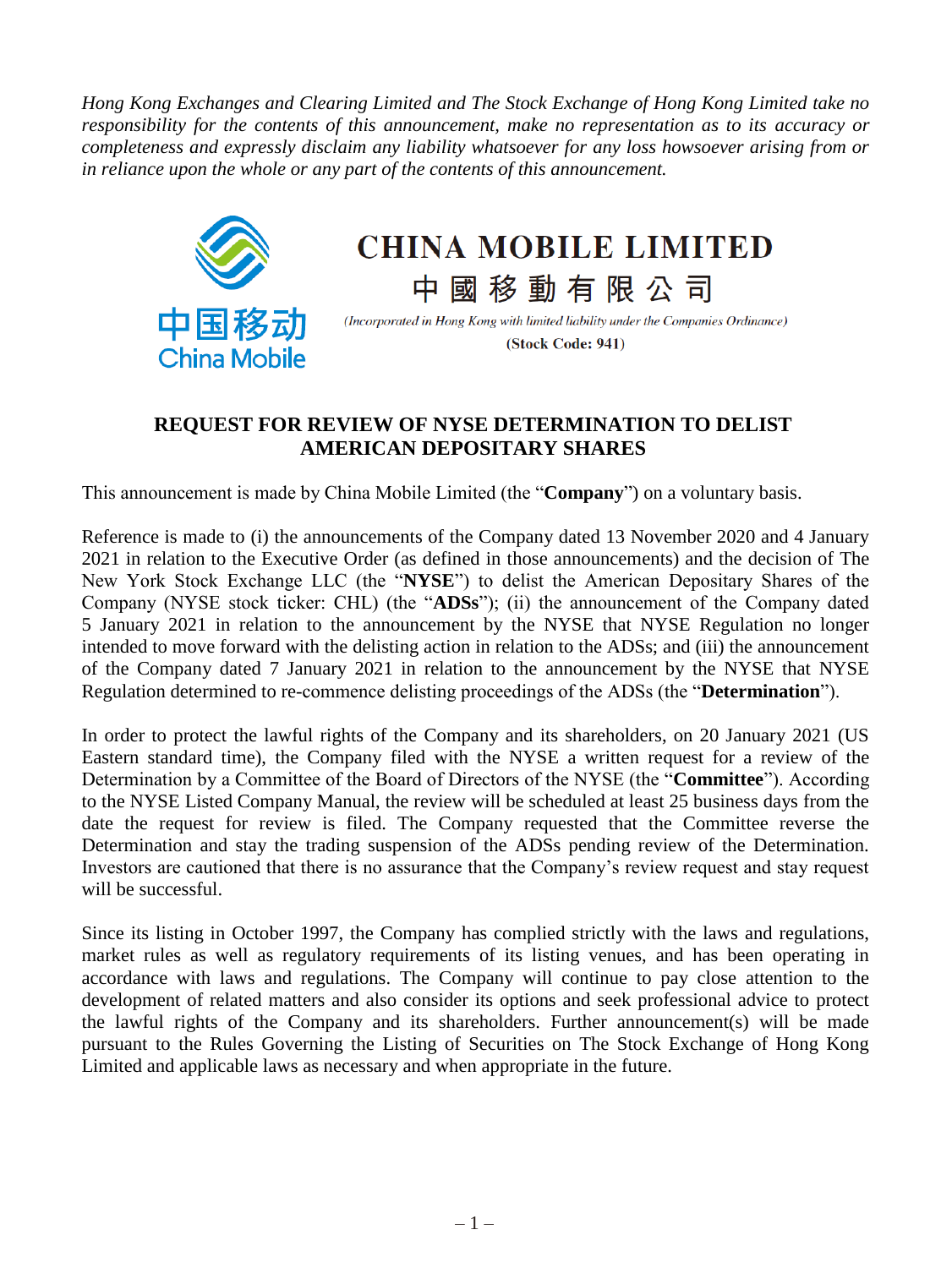*Hong Kong Exchanges and Clearing Limited and The Stock Exchange of Hong Kong Limited take no responsibility for the contents of this announcement, make no representation as to its accuracy or completeness and expressly disclaim any liability whatsoever for any loss howsoever arising from or in reliance upon the whole or any part of the contents of this announcement.*

中国移动
China Mobile

# CHINA MOBILE LIMITED

# 中國移動有限公司

*(Incorporated in Hong Kong with limited liability under the Companies Ordinance)*

**(Stock Code: 941)**

## REQUEST FOR REVIEW OF NYSE DETERMINATION TO DELIST AMERICAN DEPOSITARY SHARES

This announcement is made by China Mobile Limited (the "**Company**") on a voluntary basis.

Reference is made to (i) the announcements of the Company dated 13 November 2020 and 4 January 2021 in relation to the Executive Order (as defined in those announcements) and the decision of The New York Stock Exchange LLC (the "**NYSE**") to delist the American Depositary Shares of the Company (NYSE stock ticker: CHL) (the "**ADSs**"); (ii) the announcement of the Company dated 5 January 2021 in relation to the announcement by the NYSE that NYSE Regulation no longer intended to move forward with the delisting action in relation to the ADSs; and (iii) the announcement of the Company dated 7 January 2021 in relation to the announcement by the NYSE that NYSE Regulation determined to re-commence delisting proceedings of the ADSs (the "**Determination**").

In order to protect the lawful rights of the Company and its shareholders, on 20 January 2021 (US Eastern standard time), the Company filed with the NYSE a written request for a review of the Determination by a Committee of the Board of Directors of the NYSE (the "**Committee**"). According to the NYSE Listed Company Manual, the review will be scheduled at least 25 business days from the date the request for review is filed. The Company requested that the Committee reverse the Determination and stay the trading suspension of the ADSs pending review of the Determination. Investors are cautioned that there is no assurance that the Company's review request and stay request will be successful.

Since its listing in October 1997, the Company has complied strictly with the laws and regulations, market rules as well as regulatory requirements of its listing venues, and has been operating in accordance with laws and regulations. The Company will continue to pay close attention to the development of related matters and also consider its options and seek professional advice to protect the lawful rights of the Company and its shareholders. Further announcement(s) will be made pursuant to the Rules Governing the Listing of Securities on The Stock Exchange of Hong Kong Limited and applicable laws as necessary and when appropriate in the future.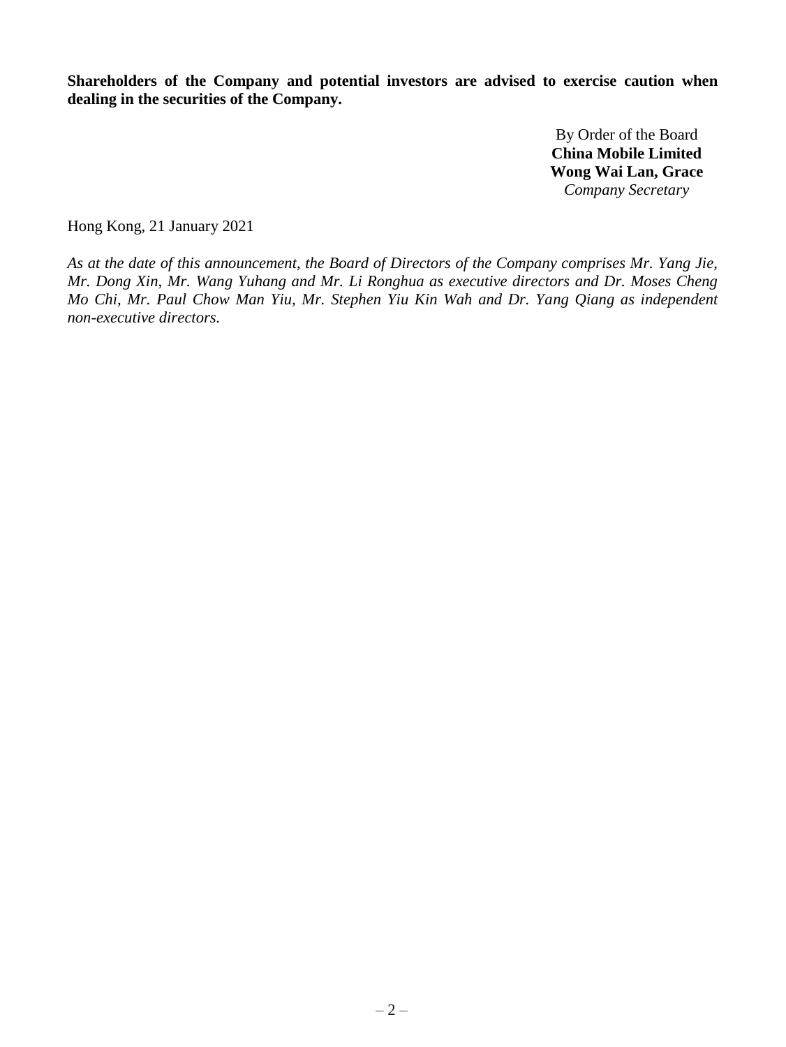**Shareholders of the Company and potential investors are advised to exercise caution when dealing in the securities of the Company.**

By Order of the Board
**China Mobile Limited**
**Wong Wai Lan, Grace**
*Company Secretary*

Hong Kong, 21 January 2021

*As at the date of this announcement, the Board of Directors of the Company comprises Mr. Yang Jie, Mr. Dong Xin, Mr. Wang Yuhang and Mr. Li Ronghua as executive directors and Dr. Moses Cheng Mo Chi, Mr. Paul Chow Man Yiu, Mr. Stephen Yiu Kin Wah and Dr. Yang Qiang as independent non-executive directors.*